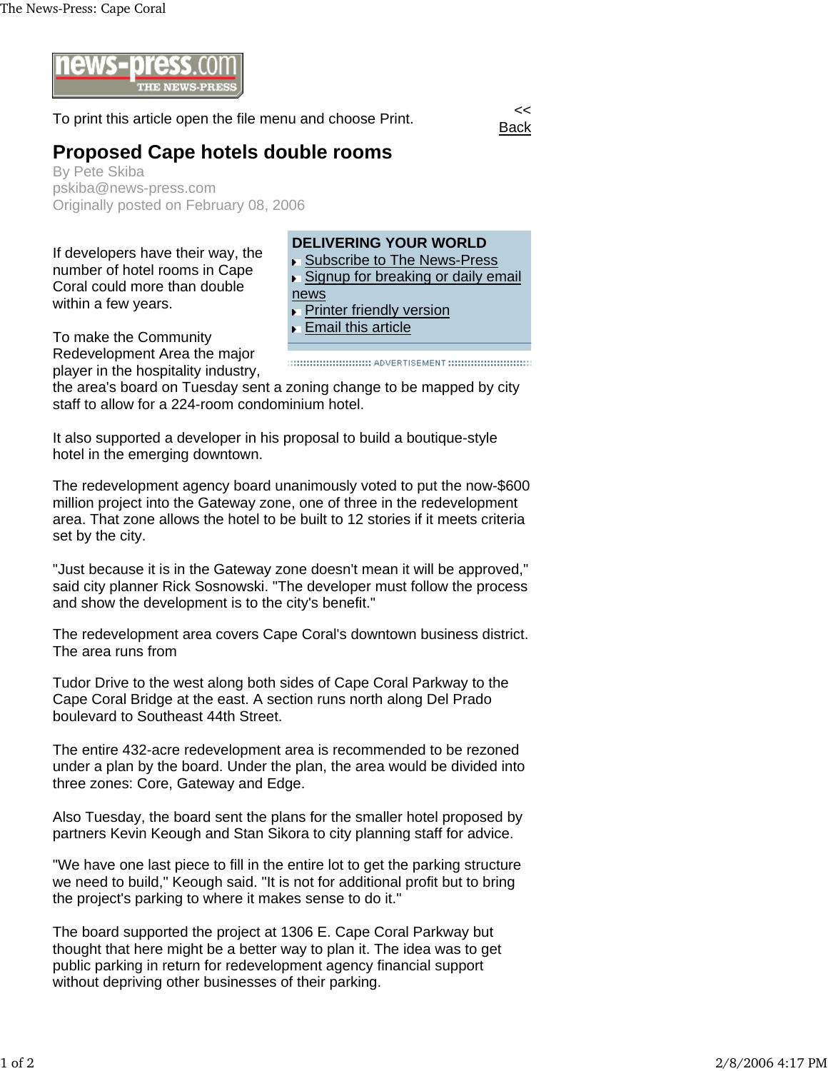To print this article open the file menu and choose Print.

<< Back

# Proposed Cape hotels double rooms

By Pete Skiba
pskiba@news-press.com
Originally posted on February 08, 2006

**DELIVERING YOUR WORLD**

- Subscribe to The News-Press
- Signup for breaking or daily email news
- Printer friendly version
- Email this article

If developers have their way, the number of hotel rooms in Cape Coral could more than double within a few years.

To make the Community Redevelopment Area the major player in the hospitality industry, the area's board on Tuesday sent a zoning change to be mapped by city staff to allow for a 224-room condominium hotel.

It also supported a developer in his proposal to build a boutique-style hotel in the emerging downtown.

The redevelopment agency board unanimously voted to put the now-$600 million project into the Gateway zone, one of three in the redevelopment area. That zone allows the hotel to be built to 12 stories if it meets criteria set by the city.

"Just because it is in the Gateway zone doesn't mean it will be approved," said city planner Rick Sosnowski. "The developer must follow the process and show the development is to the city's benefit."

The redevelopment area covers Cape Coral's downtown business district. The area runs from

Tudor Drive to the west along both sides of Cape Coral Parkway to the Cape Coral Bridge at the east. A section runs north along Del Prado boulevard to Southeast 44th Street.

The entire 432-acre redevelopment area is recommended to be rezoned under a plan by the board. Under the plan, the area would be divided into three zones: Core, Gateway and Edge.

Also Tuesday, the board sent the plans for the smaller hotel proposed by partners Kevin Keough and Stan Sikora to city planning staff for advice.

"We have one last piece to fill in the entire lot to get the parking structure we need to build," Keough said. "It is not for additional profit but to bring the project's parking to where it makes sense to do it."

The board supported the project at 1306 E. Cape Coral Parkway but thought that here might be a better way to plan it. The idea was to get public parking in return for redevelopment agency financial support without depriving other businesses of their parking.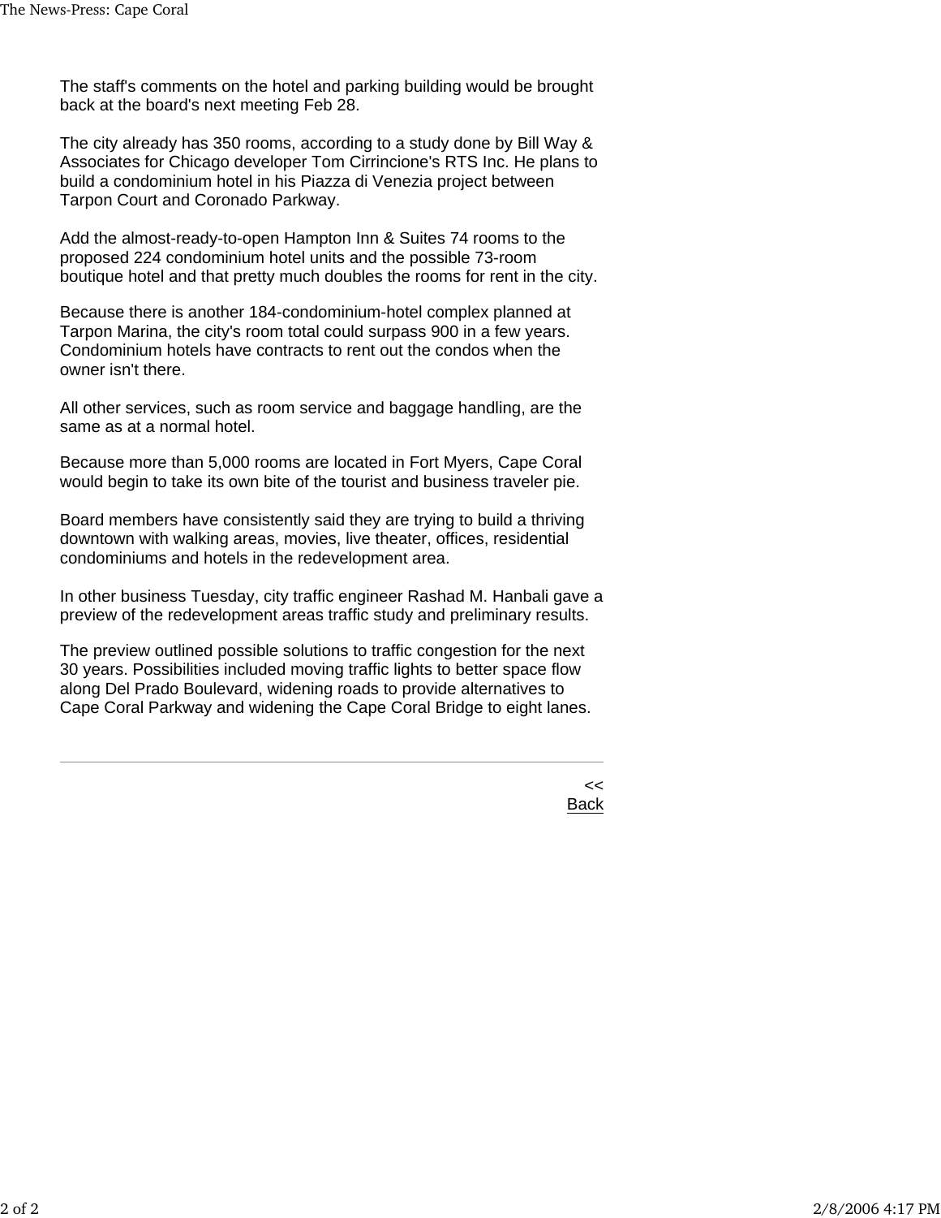The staff's comments on the hotel and parking building would be brought back at the board's next meeting Feb 28.

The city already has 350 rooms, according to a study done by Bill Way & Associates for Chicago developer Tom Cirrincione's RTS Inc. He plans to build a condominium hotel in his Piazza di Venezia project between Tarpon Court and Coronado Parkway.

Add the almost-ready-to-open Hampton Inn & Suites 74 rooms to the proposed 224 condominium hotel units and the possible 73-room boutique hotel and that pretty much doubles the rooms for rent in the city.

Because there is another 184-condominium-hotel complex planned at Tarpon Marina, the city's room total could surpass 900 in a few years. Condominium hotels have contracts to rent out the condos when the owner isn't there.

All other services, such as room service and baggage handling, are the same as at a normal hotel.

Because more than 5,000 rooms are located in Fort Myers, Cape Coral would begin to take its own bite of the tourist and business traveler pie.

Board members have consistently said they are trying to build a thriving downtown with walking areas, movies, live theater, offices, residential condominiums and hotels in the redevelopment area.

In other business Tuesday, city traffic engineer Rashad M. Hanbali gave a preview of the redevelopment areas traffic study and preliminary results.

The preview outlined possible solutions to traffic congestion for the next 30 years. Possibilities included moving traffic lights to better space flow along Del Prado Boulevard, widening roads to provide alternatives to Cape Coral Parkway and widening the Cape Coral Bridge to eight lanes.

---

<< Back